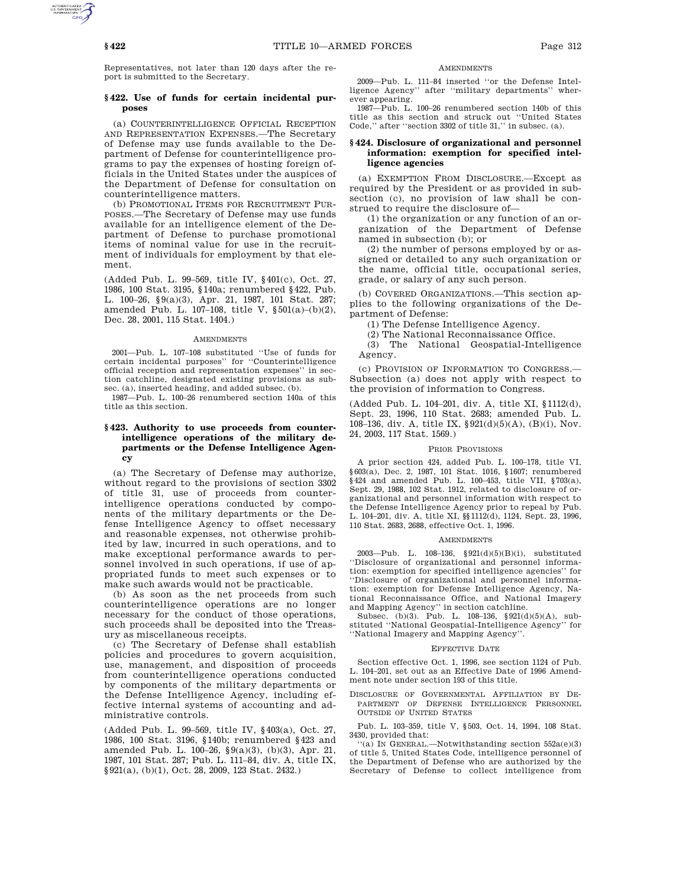Representatives, not later than 120 days after the report is submitted to the Secretary.

### § 422. Use of funds for certain incidental purposes

(a) COUNTERINTELLIGENCE OFFICIAL RECEPTION AND REPRESENTATION EXPENSES.—The Secretary of Defense may use funds available to the Department of Defense for counterintelligence programs to pay the expenses of hosting foreign officials in the United States under the auspices of the Department of Defense for consultation on counterintelligence matters.

(b) PROMOTIONAL ITEMS FOR RECRUITMENT PURPOSES.—The Secretary of Defense may use funds available for an intelligence element of the Department of Defense to purchase promotional items of nominal value for use in the recruitment of individuals for employment by that element.

(Added Pub. L. 99–569, title IV, § 401(c), Oct. 27, 1986, 100 Stat. 3195, § 140a; renumbered § 422, Pub. L. 100–26, § 9(a)(3), Apr. 21, 1987, 101 Stat. 287; amended Pub. L. 107–108, title V, § 501(a)–(b)(2), Dec. 28, 2001, 115 Stat. 1404.)

#### AMENDMENTS

2001—Pub. L. 107–108 substituted ''Use of funds for certain incidental purposes'' for ''Counterintelligence official reception and representation expenses'' in section catchline, designated existing provisions as subsec. (a), inserted heading, and added subsec. (b).

1987—Pub. L. 100–26 renumbered section 140a of this title as this section.

### § 423. Authority to use proceeds from counterintelligence operations of the military departments or the Defense Intelligence Agency

(a) The Secretary of Defense may authorize, without regard to the provisions of section 3302 of title 31, use of proceeds from counterintelligence operations conducted by components of the military departments or the Defense Intelligence Agency to offset necessary and reasonable expenses, not otherwise prohibited by law, incurred in such operations, and to make exceptional performance awards to personnel involved in such operations, if use of appropriated funds to meet such expenses or to make such awards would not be practicable.

(b) As soon as the net proceeds from such counterintelligence operations are no longer necessary for the conduct of those operations, such proceeds shall be deposited into the Treasury as miscellaneous receipts.

(c) The Secretary of Defense shall establish policies and procedures to govern acquisition, use, management, and disposition of proceeds from counterintelligence operations conducted by components of the military departments or the Defense Intelligence Agency, including effective internal systems of accounting and administrative controls.

(Added Pub. L. 99–569, title IV, § 403(a), Oct. 27, 1986, 100 Stat. 3196, § 140b; renumbered § 423 and amended Pub. L. 100–26, § 9(a)(3), (b)(3), Apr. 21, 1987, 101 Stat. 287; Pub. L. 111–84, div. A, title IX, § 921(a), (b)(1), Oct. 28, 2009, 123 Stat. 2432.)

#### AMENDMENTS

2009—Pub. L. 111–84 inserted ''or the Defense Intelligence Agency'' after ''military departments'' wherever appearing.

1987—Pub. L. 100–26 renumbered section 140b of this title as this section and struck out ''United States Code,'' after ''section 3302 of title 31,'' in subsec. (a).

### § 424. Disclosure of organizational and personnel information: exemption for specified intelligence agencies

(a) EXEMPTION FROM DISCLOSURE.—Except as required by the President or as provided in subsection (c), no provision of law shall be construed to require the disclosure of—

(1) the organization or any function of an organization of the Department of Defense named in subsection (b); or

(2) the number of persons employed by or assigned or detailed to any such organization or the name, official title, occupational series, grade, or salary of any such person.

(b) COVERED ORGANIZATIONS.—This section applies to the following organizations of the Department of Defense:

(1) The Defense Intelligence Agency.

(2) The National Reconnaissance Office.

(3) The National Geospatial-Intelligence Agency.

(c) PROVISION OF INFORMATION TO CONGRESS.—Subsection (a) does not apply with respect to the provision of information to Congress.

(Added Pub. L. 104–201, div. A, title XI, § 1112(d), Sept. 23, 1996, 110 Stat. 2683; amended Pub. L. 108–136, div. A, title IX, § 921(d)(5)(A), (B)(i), Nov. 24, 2003, 117 Stat. 1569.)

#### PRIOR PROVISIONS

A prior section 424, added Pub. L. 100–178, title VI, § 603(a), Dec. 2, 1987, 101 Stat. 1016, § 1607; renumbered § 424 and amended Pub. L. 100–453, title VII, § 703(a), Sept. 29, 1988, 102 Stat. 1912, related to disclosure of organizational and personnel information with respect to the Defense Intelligence Agency prior to repeal by Pub. L. 104–201, div. A, title XI, §§ 1112(d), 1124, Sept. 23, 1996, 110 Stat. 2683, 2688, effective Oct. 1, 1996.

#### AMENDMENTS

2003—Pub. L. 108–136, § 921(d)(5)(B)(i), substituted ''Disclosure of organizational and personnel information: exemption for specified intelligence agencies'' for ''Disclosure of organizational and personnel information: exemption for Defense Intelligence Agency, National Reconnaissance Office, and National Imagery and Mapping Agency'' in section catchline.

Subsec. (b)(3). Pub. L. 108–136, § 921(d)(5)(A), substituted ''National Geospatial-Intelligence Agency'' for ''National Imagery and Mapping Agency''.

#### EFFECTIVE DATE

Section effective Oct. 1, 1996, see section 1124 of Pub. L. 104–201, set out as an Effective Date of 1996 Amendment note under section 193 of this title.

#### DISCLOSURE OF GOVERNMENTAL AFFILIATION BY DEPARTMENT OF DEFENSE INTELLIGENCE PERSONNEL OUTSIDE OF UNITED STATES

Pub. L. 103–359, title V, § 503, Oct. 14, 1994, 108 Stat. 3430, provided that:

''(a) IN GENERAL.—Notwithstanding section 552a(e)(3) of title 5, United States Code, intelligence personnel of the Department of Defense who are authorized by the Secretary of Defense to collect intelligence from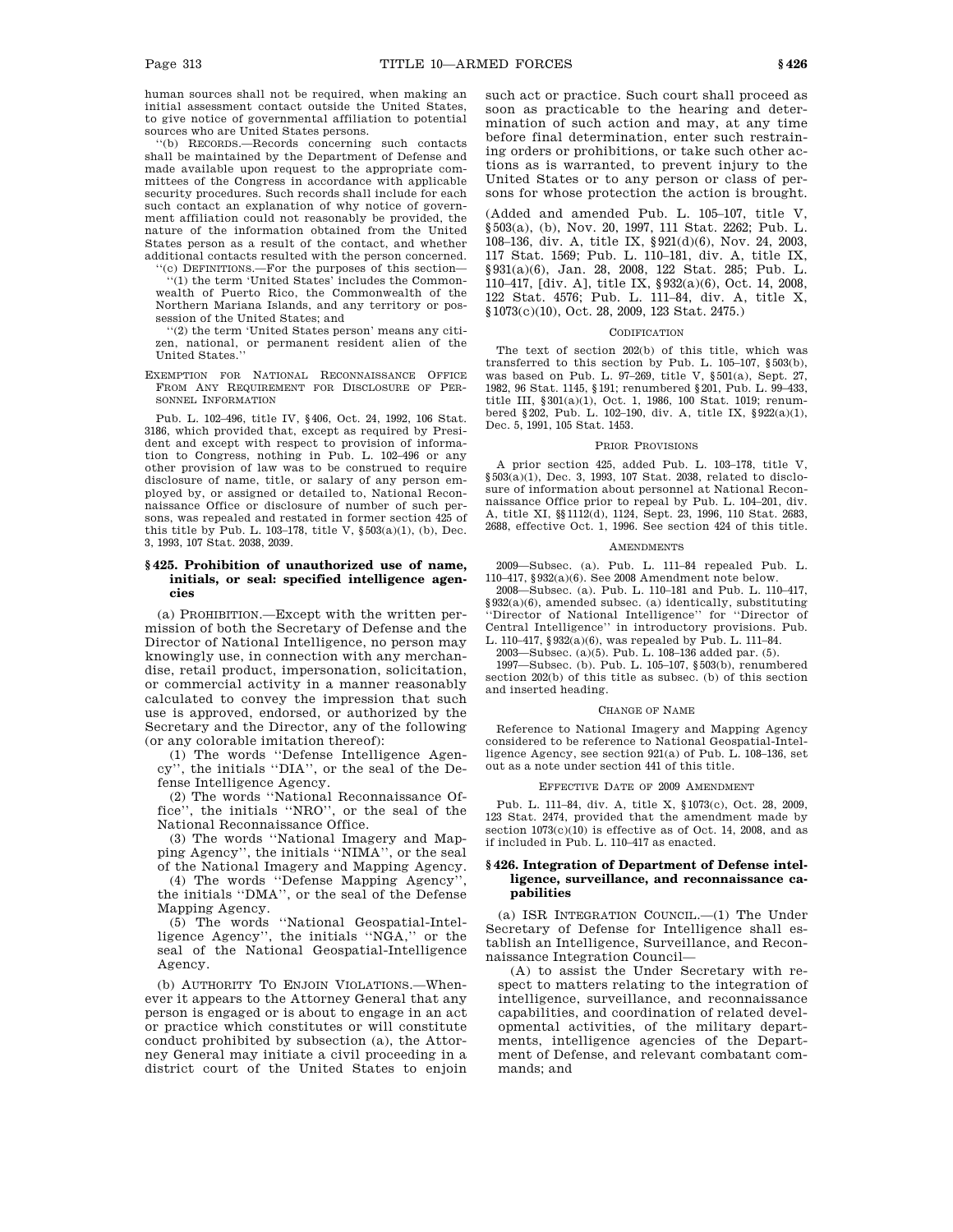human sources shall not be required, when making an initial assessment contact outside the United States, to give notice of governmental affiliation to potential sources who are United States persons.

"(b) RECORDS.—Records concerning such contacts shall be maintained by the Department of Defense and made available upon request to the appropriate committees of the Congress in accordance with applicable security procedures. Such records shall include for each such contact an explanation of why notice of government affiliation could not reasonably be provided, the nature of the information obtained from the United States person as a result of the contact, and whether additional contacts resulted with the person concerned.

"(c) DEFINITIONS.—For the purposes of this section—

"(1) the term 'United States' includes the Commonwealth of Puerto Rico, the Commonwealth of the Northern Mariana Islands, and any territory or possession of the United States; and

"(2) the term 'United States person' means any citizen, national, or permanent resident alien of the United States."

EXEMPTION FOR NATIONAL RECONNAISSANCE OFFICE FROM ANY REQUIREMENT FOR DISCLOSURE OF PERSONNEL INFORMATION

Pub. L. 102–496, title IV, §406, Oct. 24, 1992, 106 Stat. 3186, which provided that, except as required by President and except with respect to provision of information to Congress, nothing in Pub. L. 102–496 or any other provision of law was to be construed to require disclosure of name, title, or salary of any person employed by, or assigned or detailed to, National Reconnaissance Office or disclosure of number of such persons, was repealed and restated in former section 425 of this title by Pub. L. 103–178, title V, §503(a)(1), (b), Dec. 3, 1993, 107 Stat. 2038, 2039.

### §425. Prohibition of unauthorized use of name, initials, or seal: specified intelligence agencies

(a) PROHIBITION.—Except with the written permission of both the Secretary of Defense and the Director of National Intelligence, no person may knowingly use, in connection with any merchandise, retail product, impersonation, solicitation, or commercial activity in a manner reasonably calculated to convey the impression that such use is approved, endorsed, or authorized by the Secretary and the Director, any of the following (or any colorable imitation thereof):

(1) The words "Defense Intelligence Agency", the initials "DIA", or the seal of the Defense Intelligence Agency.

(2) The words "National Reconnaissance Office", the initials "NRO", or the seal of the National Reconnaissance Office.

(3) The words "National Imagery and Mapping Agency", the initials "NIMA", or the seal of the National Imagery and Mapping Agency.

(4) The words "Defense Mapping Agency", the initials "DMA", or the seal of the Defense Mapping Agency.

(5) The words "National Geospatial-Intelligence Agency", the initials "NGA," or the seal of the National Geospatial-Intelligence Agency.

(b) AUTHORITY TO ENJOIN VIOLATIONS.—Whenever it appears to the Attorney General that any person is engaged or is about to engage in an act or practice which constitutes or will constitute conduct prohibited by subsection (a), the Attorney General may initiate a civil proceeding in a district court of the United States to enjoin such act or practice. Such court shall proceed as soon as practicable to the hearing and determination of such action and may, at any time before final determination, enter such restraining orders or prohibitions, or take such other actions as is warranted, to prevent injury to the United States or to any person or class of persons for whose protection the action is brought.

(Added and amended Pub. L. 105–107, title V, §503(a), (b), Nov. 20, 1997, 111 Stat. 2262; Pub. L. 108–136, div. A, title IX, §921(d)(6), Nov. 24, 2003, 117 Stat. 1569; Pub. L. 110–181, div. A, title IX, §931(a)(6), Jan. 28, 2008, 122 Stat. 285; Pub. L. 110–417, [div. A], title IX, §932(a)(6), Oct. 14, 2008, 122 Stat. 4576; Pub. L. 111–84, div. A, title X, §1073(c)(10), Oct. 28, 2009, 123 Stat. 2475.)

CODIFICATION

The text of section 202(b) of this title, which was transferred to this section by Pub. L. 105–107, §503(b), was based on Pub. L. 97–269, title V, §501(a), Sept. 27, 1982, 96 Stat. 1145, §191; renumbered §201, Pub. L. 99–433, title III, §301(a)(1), Oct. 1, 1986, 100 Stat. 1019; renumbered §202, Pub. L. 102–190, div. A, title IX, §922(a)(1), Dec. 5, 1991, 105 Stat. 1453.

PRIOR PROVISIONS

A prior section 425, added Pub. L. 103–178, title V, §503(a)(1), Dec. 3, 1993, 107 Stat. 2038, related to disclosure of information about personnel at National Reconnaissance Office prior to repeal by Pub. L. 104–201, div. A, title XI, §§1112(d), 1124, Sept. 23, 1996, 110 Stat. 2683, 2688, effective Oct. 1, 1996. See section 424 of this title.

AMENDMENTS

2009—Subsec. (a). Pub. L. 111–84 repealed Pub. L. 110–417, §932(a)(6). See 2008 Amendment note below.

2008—Subsec. (a). Pub. L. 110–181 and Pub. L. 110–417, §932(a)(6), amended subsec. (a) identically, substituting "Director of National Intelligence" for "Director of Central Intelligence" in introductory provisions. Pub. L. 110–417, §932(a)(6), was repealed by Pub. L. 111–84.

2003—Subsec. (a)(5). Pub. L. 108–136 added par. (5).

1997—Subsec. (b). Pub. L. 105–107, §503(b), renumbered section 202(b) of this title as subsec. (b) of this section and inserted heading.

CHANGE OF NAME

Reference to National Imagery and Mapping Agency considered to be reference to National Geospatial-Intelligence Agency, see section 921(a) of Pub. L. 108–136, set out as a note under section 441 of this title.

EFFECTIVE DATE OF 2009 AMENDMENT

Pub. L. 111–84, div. A, title X, §1073(c), Oct. 28, 2009, 123 Stat. 2474, provided that the amendment made by section 1073(c)(10) is effective as of Oct. 14, 2008, and as if included in Pub. L. 110–417 as enacted.

### §426. Integration of Department of Defense intelligence, surveillance, and reconnaissance capabilities

(a) ISR INTEGRATION COUNCIL.—(1) The Under Secretary of Defense for Intelligence shall establish an Intelligence, Surveillance, and Reconnaissance Integration Council—

(A) to assist the Under Secretary with respect to matters relating to the integration of intelligence, surveillance, and reconnaissance capabilities, and coordination of related developmental activities, of the military departments, intelligence agencies of the Department of Defense, and relevant combatant commands; and